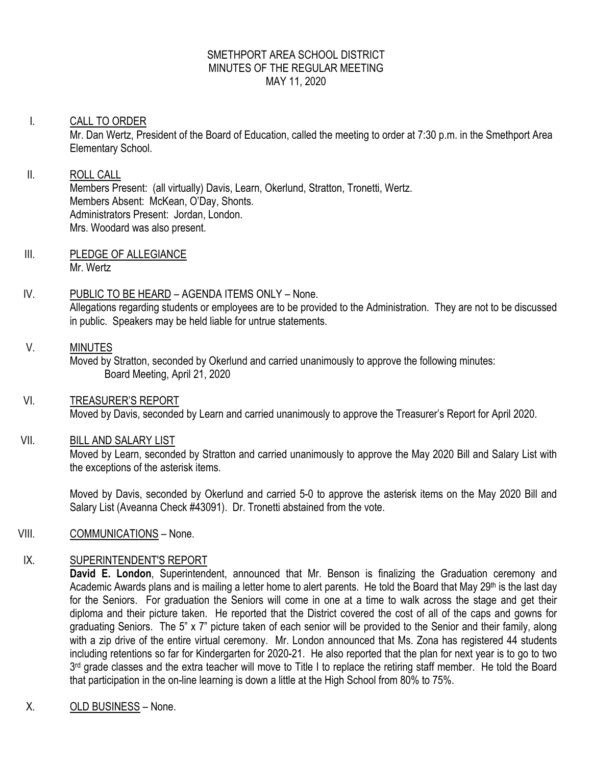SMETHPORT AREA SCHOOL DISTRICT
MINUTES OF THE REGULAR MEETING
MAY 11, 2020

I. CALL TO ORDER

Mr. Dan Wertz, President of the Board of Education, called the meeting to order at 7:30 p.m. in the Smethport Area Elementary School.

II. ROLL CALL

Members Present: (all virtually) Davis, Learn, Okerlund, Stratton, Tronetti, Wertz.
Members Absent: McKean, O'Day, Shonts.
Administrators Present: Jordan, London.
Mrs. Woodard was also present.

III. PLEDGE OF ALLEGIANCE

Mr. Wertz

IV. PUBLIC TO BE HEARD – AGENDA ITEMS ONLY – None.

Allegations regarding students or employees are to be provided to the Administration. They are not to be discussed in public. Speakers may be held liable for untrue statements.

V. MINUTES

Moved by Stratton, seconded by Okerlund and carried unanimously to approve the following minutes:
Board Meeting, April 21, 2020

VI. TREASURER'S REPORT

Moved by Davis, seconded by Learn and carried unanimously to approve the Treasurer's Report for April 2020.

VII. BILL AND SALARY LIST

Moved by Learn, seconded by Stratton and carried unanimously to approve the May 2020 Bill and Salary List with the exceptions of the asterisk items.

Moved by Davis, seconded by Okerlund and carried 5-0 to approve the asterisk items on the May 2020 Bill and Salary List (Aveanna Check #43091). Dr. Tronetti abstained from the vote.

VIII. COMMUNICATIONS – None.

IX. SUPERINTENDENT'S REPORT

**David E. London**, Superintendent, announced that Mr. Benson is finalizing the Graduation ceremony and Academic Awards plans and is mailing a letter home to alert parents. He told the Board that May 29th is the last day for the Seniors. For graduation the Seniors will come in one at a time to walk across the stage and get their diploma and their picture taken. He reported that the District covered the cost of all of the caps and gowns for graduating Seniors. The 5" x 7" picture taken of each senior will be provided to the Senior and their family, along with a zip drive of the entire virtual ceremony. Mr. London announced that Ms. Zona has registered 44 students including retentions so far for Kindergarten for 2020-21. He also reported that the plan for next year is to go to two 3rd grade classes and the extra teacher will move to Title I to replace the retiring staff member. He told the Board that participation in the on-line learning is down a little at the High School from 80% to 75%.

X. OLD BUSINESS – None.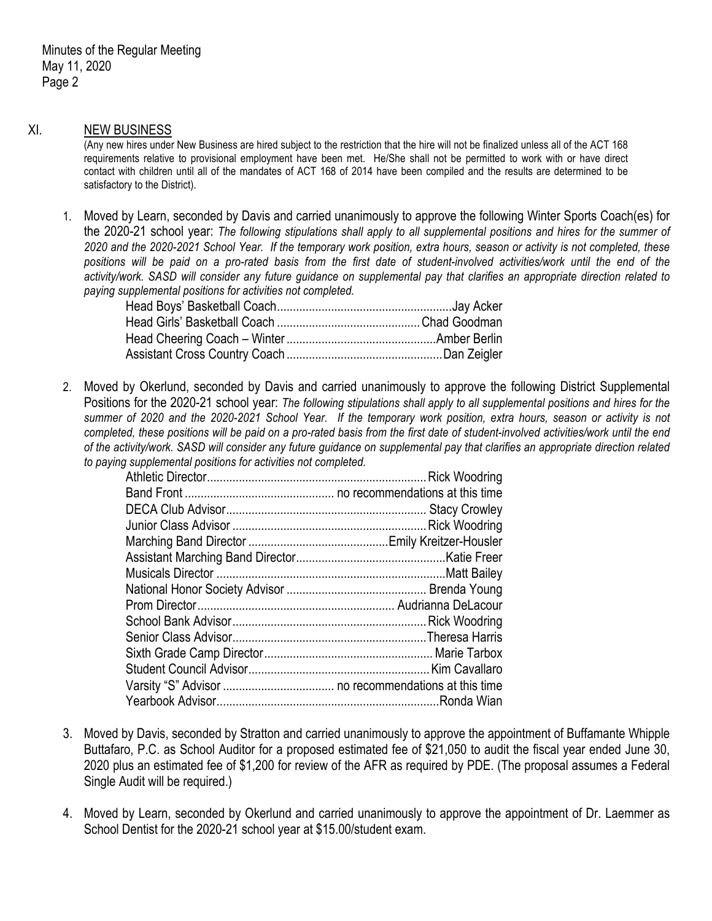Minutes of the Regular Meeting
May 11, 2020

## XI. NEW BUSINESS

(Any new hires under New Business are hired subject to the restriction that the hire will not be finalized unless all of the ACT 168 requirements relative to provisional employment have been met. He/She shall not be permitted to work with or have direct contact with children until all of the mandates of ACT 168 of 2014 have been compiled and the results are determined to be satisfactory to the District).

1. Moved by Learn, seconded by Davis and carried unanimously to approve the following Winter Sports Coach(es) for the 2020-21 school year: *The following stipulations shall apply to all supplemental positions and hires for the summer of 2020 and the 2020-2021 School Year. If the temporary work position, extra hours, season or activity is not completed, these positions will be paid on a pro-rated basis from the first date of student-involved activities/work until the end of the activity/work. SASD will consider any future guidance on supplemental pay that clarifies an appropriate direction related to paying supplemental positions for activities not completed.*

   | Position | Name |
   |---|---|
   | Head Boys' Basketball Coach | Jay Acker |
   | Head Girls' Basketball Coach | Chad Goodman |
   | Head Cheering Coach – Winter | Amber Berlin |
   | Assistant Cross Country Coach | Dan Zeigler |

2. Moved by Okerlund, seconded by Davis and carried unanimously to approve the following District Supplemental Positions for the 2020-21 school year: *The following stipulations shall apply to all supplemental positions and hires for the summer of 2020 and the 2020-2021 School Year. If the temporary work position, extra hours, season or activity is not completed, these positions will be paid on a pro-rated basis from the first date of student-involved activities/work until the end of the activity/work. SASD will consider any future guidance on supplemental pay that clarifies an appropriate direction related to paying supplemental positions for activities not completed.*

   | Position | Name |
   |---|---|
   | Athletic Director | Rick Woodring |
   | Band Front | no recommendations at this time |
   | DECA Club Advisor | Stacy Crowley |
   | Junior Class Advisor | Rick Woodring |
   | Marching Band Director | Emily Kreitzer-Housler |
   | Assistant Marching Band Director | Katie Freer |
   | Musicals Director | Matt Bailey |
   | National Honor Society Advisor | Brenda Young |
   | Prom Director | Audrianna DeLacour |
   | School Bank Advisor | Rick Woodring |
   | Senior Class Advisor | Theresa Harris |
   | Sixth Grade Camp Director | Marie Tarbox |
   | Student Council Advisor | Kim Cavallaro |
   | Varsity "S" Advisor | no recommendations at this time |
   | Yearbook Advisor | Ronda Wian |

3. Moved by Davis, seconded by Stratton and carried unanimously to approve the appointment of Buffamante Whipple Buttafaro, P.C. as School Auditor for a proposed estimated fee of $21,050 to audit the fiscal year ended June 30, 2020 plus an estimated fee of $1,200 for review of the AFR as required by PDE. (The proposal assumes a Federal Single Audit will be required.)

4. Moved by Learn, seconded by Okerlund and carried unanimously to approve the appointment of Dr. Laemmer as School Dentist for the 2020-21 school year at $15.00/student exam.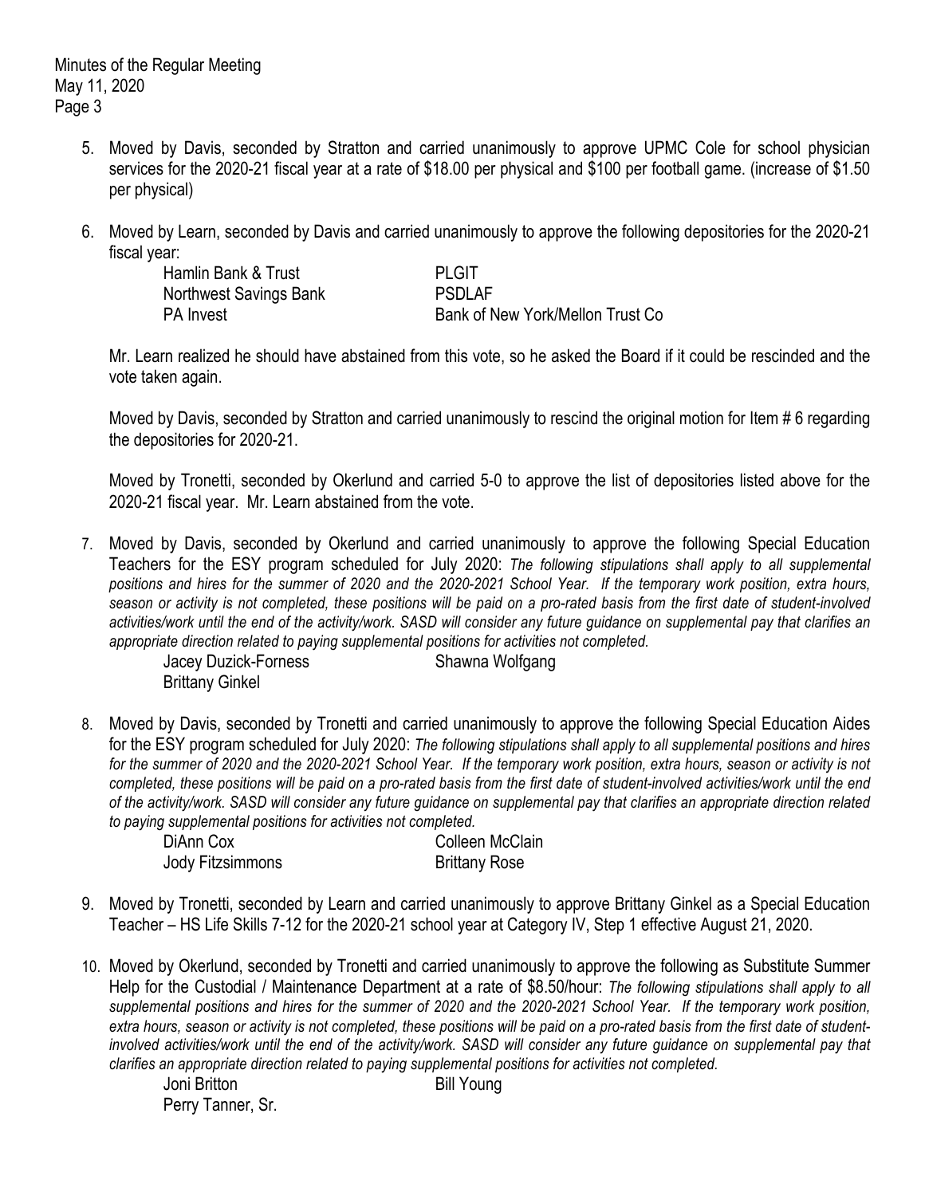5. Moved by Davis, seconded by Stratton and carried unanimously to approve UPMC Cole for school physician services for the 2020-21 fiscal year at a rate of $18.00 per physical and $100 per football game. (increase of $1.50 per physical)

6. Moved by Learn, seconded by Davis and carried unanimously to approve the following depositories for the 2020-21 fiscal year:

   | | |
   |---|---|
   | Hamlin Bank & Trust | PLGIT |
   | Northwest Savings Bank | PSDLAF |
   | PA Invest | Bank of New York/Mellon Trust Co |

   Mr. Learn realized he should have abstained from this vote, so he asked the Board if it could be rescinded and the vote taken again.

   Moved by Davis, seconded by Stratton and carried unanimously to rescind the original motion for Item # 6 regarding the depositories for 2020-21.

   Moved by Tronetti, seconded by Okerlund and carried 5-0 to approve the list of depositories listed above for the 2020-21 fiscal year. Mr. Learn abstained from the vote.

7. Moved by Davis, seconded by Okerlund and carried unanimously to approve the following Special Education Teachers for the ESY program scheduled for July 2020: *The following stipulations shall apply to all supplemental positions and hires for the summer of 2020 and the 2020-2021 School Year. If the temporary work position, extra hours, season or activity is not completed, these positions will be paid on a pro-rated basis from the first date of student-involved activities/work until the end of the activity/work. SASD will consider any future guidance on supplemental pay that clarifies an appropriate direction related to paying supplemental positions for activities not completed.*

   | | |
   |---|---|
   | Jacey Duzick-Forness | Shawna Wolfgang |
   | Brittany Ginkel | |

8. Moved by Davis, seconded by Tronetti and carried unanimously to approve the following Special Education Aides for the ESY program scheduled for July 2020: *The following stipulations shall apply to all supplemental positions and hires for the summer of 2020 and the 2020-2021 School Year. If the temporary work position, extra hours, season or activity is not completed, these positions will be paid on a pro-rated basis from the first date of student-involved activities/work until the end of the activity/work. SASD will consider any future guidance on supplemental pay that clarifies an appropriate direction related to paying supplemental positions for activities not completed.*

   | | |
   |---|---|
   | DiAnn Cox | Colleen McClain |
   | Jody Fitzsimmons | Brittany Rose |

9. Moved by Tronetti, seconded by Learn and carried unanimously to approve Brittany Ginkel as a Special Education Teacher – HS Life Skills 7-12 for the 2020-21 school year at Category IV, Step 1 effective August 21, 2020.

10. Moved by Okerlund, seconded by Tronetti and carried unanimously to approve the following as Substitute Summer Help for the Custodial / Maintenance Department at a rate of $8.50/hour: *The following stipulations shall apply to all supplemental positions and hires for the summer of 2020 and the 2020-2021 School Year. If the temporary work position, extra hours, season or activity is not completed, these positions will be paid on a pro-rated basis from the first date of student-involved activities/work until the end of the activity/work. SASD will consider any future guidance on supplemental pay that clarifies an appropriate direction related to paying supplemental positions for activities not completed.*

    | | |
    |---|---|
    | Joni Britton | Bill Young |
    | Perry Tanner, Sr. | |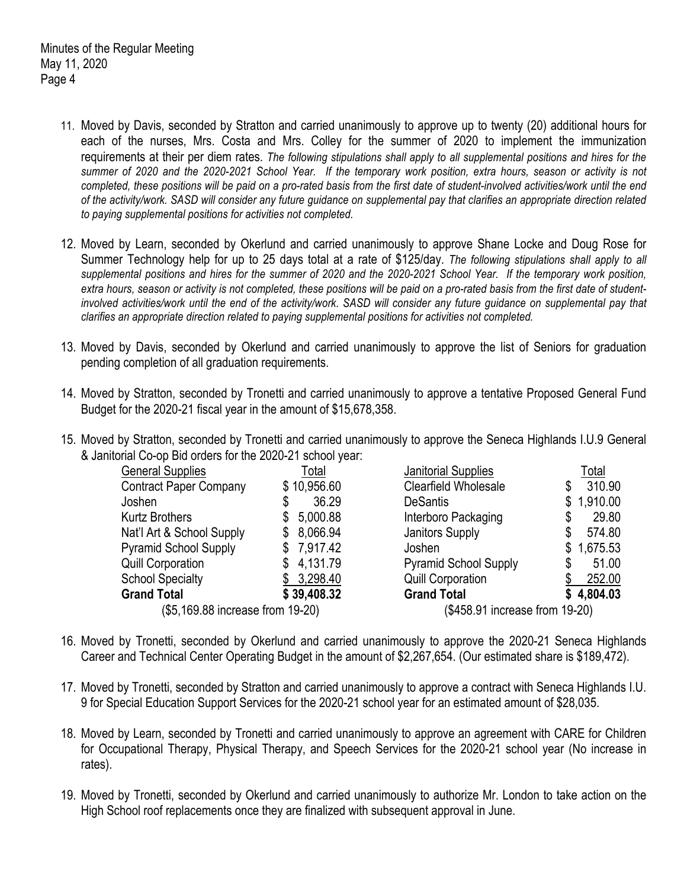11. Moved by Davis, seconded by Stratton and carried unanimously to approve up to twenty (20) additional hours for each of the nurses, Mrs. Costa and Mrs. Colley for the summer of 2020 to implement the immunization requirements at their per diem rates. *The following stipulations shall apply to all supplemental positions and hires for the summer of 2020 and the 2020-2021 School Year. If the temporary work position, extra hours, season or activity is not completed, these positions will be paid on a pro-rated basis from the first date of student-involved activities/work until the end of the activity/work. SASD will consider any future guidance on supplemental pay that clarifies an appropriate direction related to paying supplemental positions for activities not completed.*

12. Moved by Learn, seconded by Okerlund and carried unanimously to approve Shane Locke and Doug Rose for Summer Technology help for up to 25 days total at a rate of $125/day. *The following stipulations shall apply to all supplemental positions and hires for the summer of 2020 and the 2020-2021 School Year. If the temporary work position, extra hours, season or activity is not completed, these positions will be paid on a pro-rated basis from the first date of student-involved activities/work until the end of the activity/work. SASD will consider any future guidance on supplemental pay that clarifies an appropriate direction related to paying supplemental positions for activities not completed.*

13. Moved by Davis, seconded by Okerlund and carried unanimously to approve the list of Seniors for graduation pending completion of all graduation requirements.

14. Moved by Stratton, seconded by Tronetti and carried unanimously to approve a tentative Proposed General Fund Budget for the 2020-21 fiscal year in the amount of $15,678,358.

15. Moved by Stratton, seconded by Tronetti and carried unanimously to approve the Seneca Highlands I.U.9 General & Janitorial Co-op Bid orders for the 2020-21 school year:

| General Supplies | Total | Janitorial Supplies | Total |
|---|---|---|---|
| Contract Paper Company | $ 10,956.60 | Clearfield Wholesale | $ 310.90 |
| Joshen | $ 36.29 | DeSantis | $ 1,910.00 |
| Kurtz Brothers | $ 5,000.88 | Interboro Packaging | $ 29.80 |
| Nat'l Art & School Supply | $ 8,066.94 | Janitors Supply | $ 574.80 |
| Pyramid School Supply | $ 7,917.42 | Joshen | $ 1,675.53 |
| Quill Corporation | $ 4,131.79 | Pyramid School Supply | $ 51.00 |
| School Specialty | $ 3,298.40 | Quill Corporation | $ 252.00 |
| **Grand Total** | **$ 39,408.32** | **Grand Total** | **$ 4,804.03** |
| ($5,169.88 increase from 19-20) | | ($458.91 increase from 19-20) | |

16. Moved by Tronetti, seconded by Okerlund and carried unanimously to approve the 2020-21 Seneca Highlands Career and Technical Center Operating Budget in the amount of $2,267,654. (Our estimated share is $189,472).

17. Moved by Tronetti, seconded by Stratton and carried unanimously to approve a contract with Seneca Highlands I.U. 9 for Special Education Support Services for the 2020-21 school year for an estimated amount of $28,035.

18. Moved by Learn, seconded by Tronetti and carried unanimously to approve an agreement with CARE for Children for Occupational Therapy, Physical Therapy, and Speech Services for the 2020-21 school year (No increase in rates).

19. Moved by Tronetti, seconded by Okerlund and carried unanimously to authorize Mr. London to take action on the High School roof replacements once they are finalized with subsequent approval in June.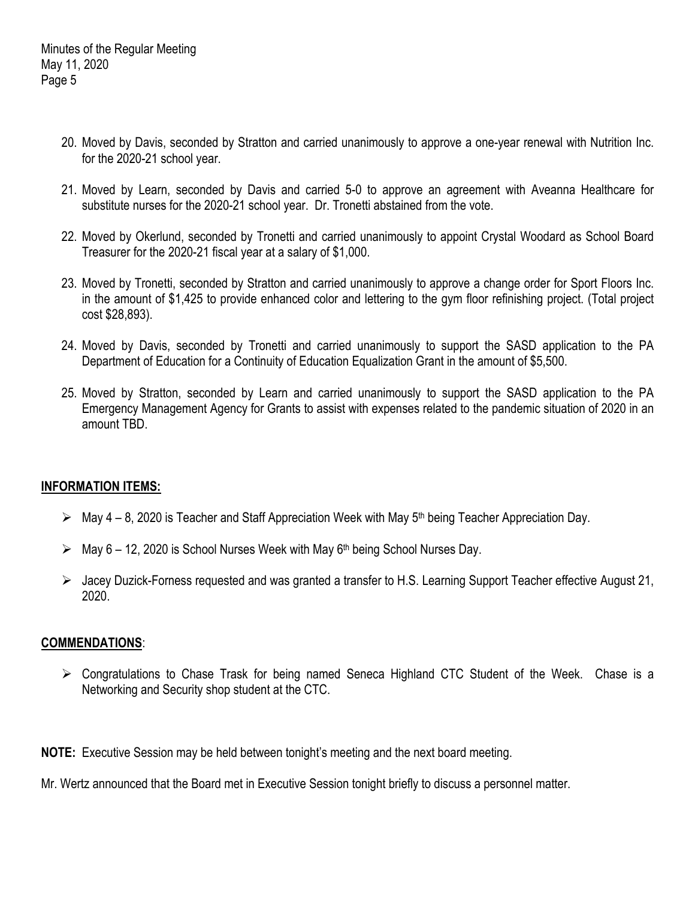20. Moved by Davis, seconded by Stratton and carried unanimously to approve a one-year renewal with Nutrition Inc. for the 2020-21 school year.

21. Moved by Learn, seconded by Davis and carried 5-0 to approve an agreement with Aveanna Healthcare for substitute nurses for the 2020-21 school year. Dr. Tronetti abstained from the vote.

22. Moved by Okerlund, seconded by Tronetti and carried unanimously to appoint Crystal Woodard as School Board Treasurer for the 2020-21 fiscal year at a salary of $1,000.

23. Moved by Tronetti, seconded by Stratton and carried unanimously to approve a change order for Sport Floors Inc. in the amount of $1,425 to provide enhanced color and lettering to the gym floor refinishing project. (Total project cost $28,893).

24. Moved by Davis, seconded by Tronetti and carried unanimously to support the SASD application to the PA Department of Education for a Continuity of Education Equalization Grant in the amount of $5,500.

25. Moved by Stratton, seconded by Learn and carried unanimously to support the SASD application to the PA Emergency Management Agency for Grants to assist with expenses related to the pandemic situation of 2020 in an amount TBD.

**INFORMATION ITEMS:**

- May 4 – 8, 2020 is Teacher and Staff Appreciation Week with May 5th being Teacher Appreciation Day.
- May 6 – 12, 2020 is School Nurses Week with May 6th being School Nurses Day.
- Jacey Duzick-Forness requested and was granted a transfer to H.S. Learning Support Teacher effective August 21, 2020.

**COMMENDATIONS**:

- Congratulations to Chase Trask for being named Seneca Highland CTC Student of the Week. Chase is a Networking and Security shop student at the CTC.

**NOTE:** Executive Session may be held between tonight's meeting and the next board meeting.

Mr. Wertz announced that the Board met in Executive Session tonight briefly to discuss a personnel matter.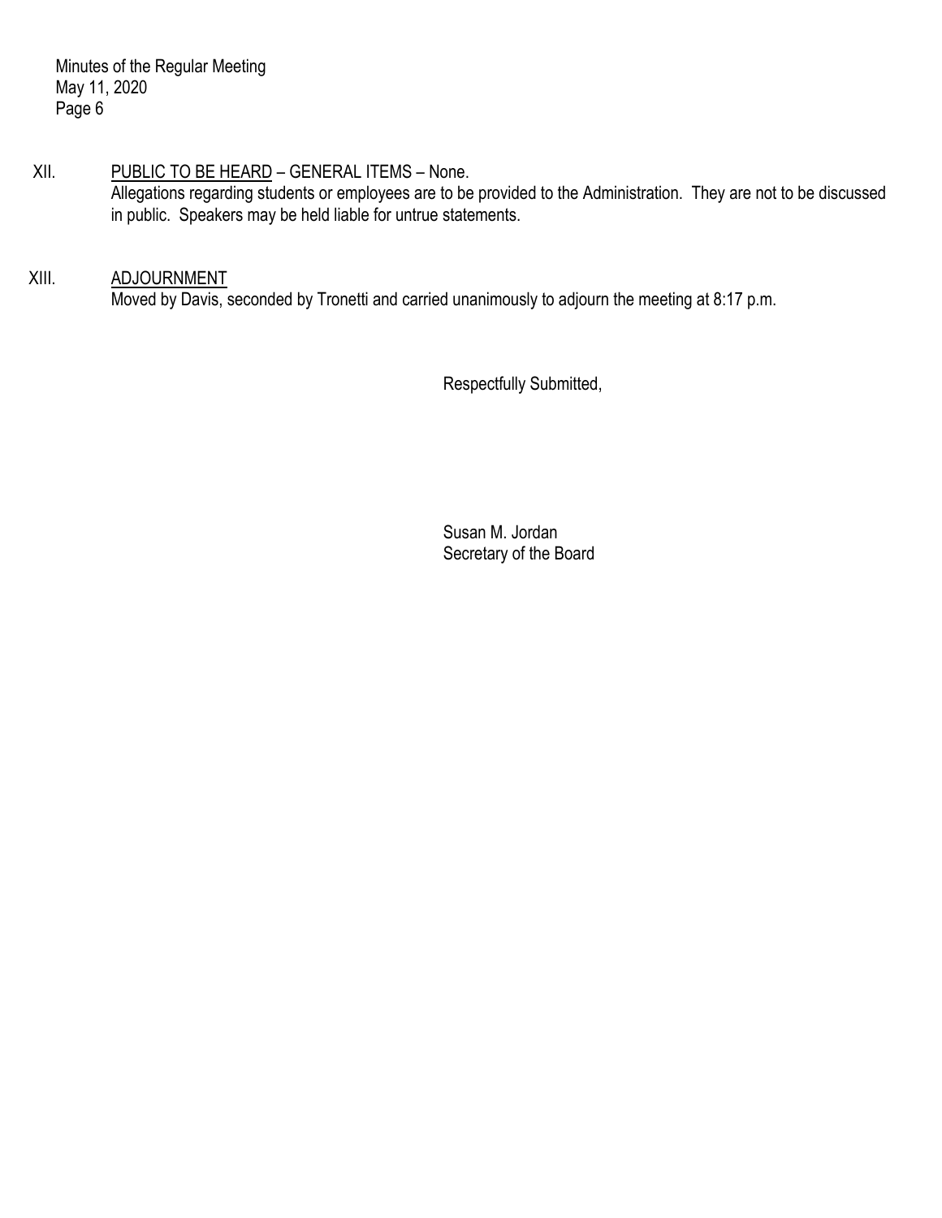XII. PUBLIC TO BE HEARD – GENERAL ITEMS – None.

Allegations regarding students or employees are to be provided to the Administration. They are not to be discussed in public. Speakers may be held liable for untrue statements.

XIII. ADJOURNMENT

Moved by Davis, seconded by Tronetti and carried unanimously to adjourn the meeting at 8:17 p.m.

Respectfully Submitted,

Susan M. Jordan
Secretary of the Board